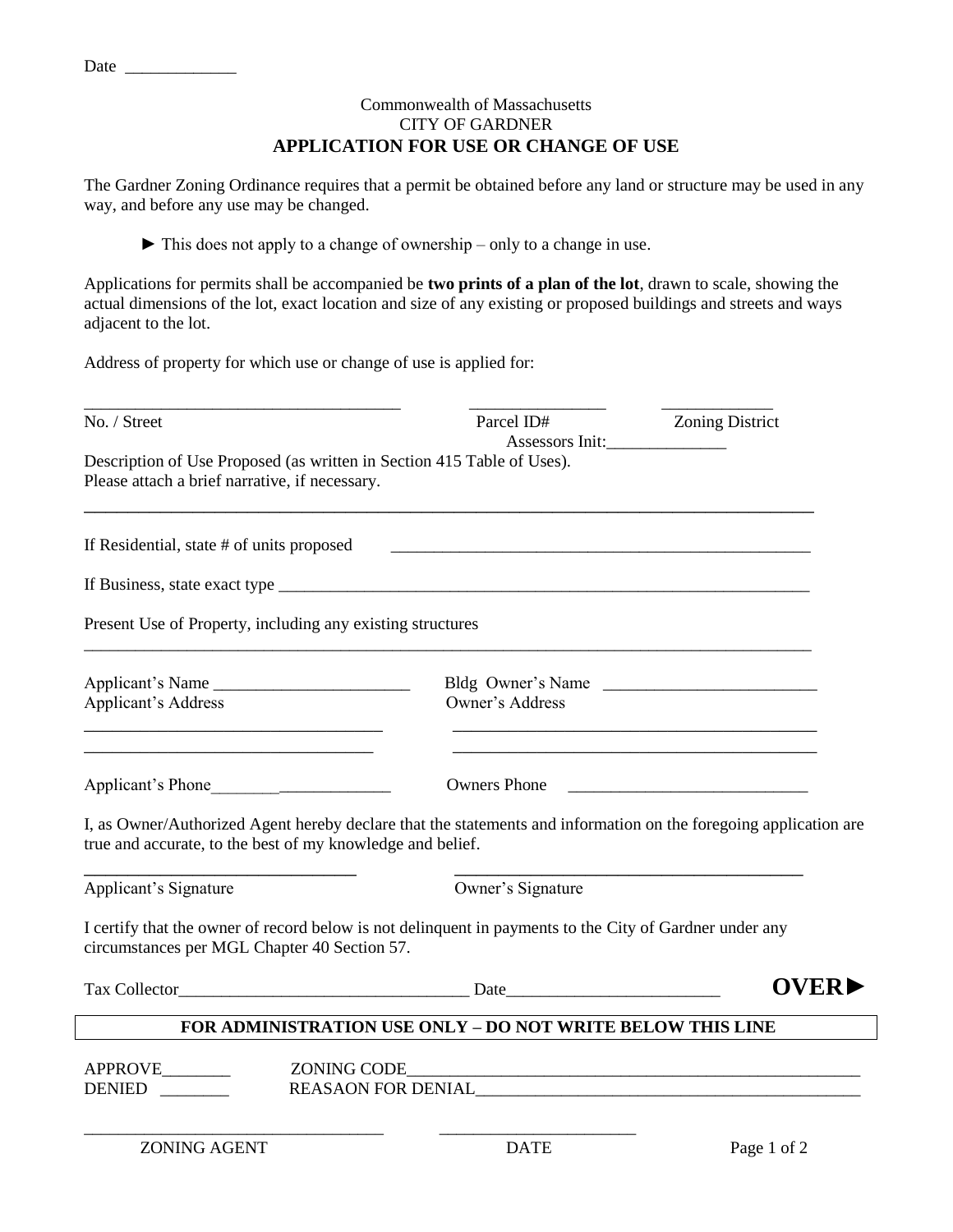Date _____________

Commonwealth of Massachusetts
CITY OF GARDNER

**APPLICATION FOR USE OR CHANGE OF USE**

The Gardner Zoning Ordinance requires that a permit be obtained before any land or structure may be used in any way, and before any use may be changed.

► This does not apply to a change of ownership – only to a change in use.

Applications for permits shall be accompanied be **two prints of a plan of the lot**, drawn to scale, showing the actual dimensions of the lot, exact location and size of any existing or proposed buildings and streets and ways adjacent to the lot.

Address of property for which use or change of use is applied for:

_____________________________________ _______________ _____________
No. / Street Parcel ID# Zoning District
Assessors Init:______________

Description of Use Proposed (as written in Section 415 Table of Uses).
Please attach a brief narrative, if necessary.

______________________________________________________________________________

If Residential, state # of units proposed ___________________________________________________

If Business, state exact type _________________________________________________________________

Present Use of Property, including any existing structures

______________________________________________________________________________

Applicant's Name _______________________ Bldg Owner's Name _________________________
Applicant's Address Owner's Address

___________________________________ ____________________________________________
_________________________________ ____________________________________________

Applicant's Phone______________________ Owners Phone ___________________________

I, as Owner/Authorized Agent hereby declare that the statements and information on the foregoing application are true and accurate, to the best of my knowledge and belief.

________________________________ __________________________________________
Applicant's Signature Owner's Signature

I certify that the owner of record below is not delinquent in payments to the City of Gardner under any circumstances per MGL Chapter 40 Section 57.

Tax Collector__________________________________ Date________________________ **OVER►**

**FOR ADMINISTRATION USE ONLY – DO NOT WRITE BELOW THIS LINE**

APPROVE________ ZONING CODE______________________________________________________
DENIED ________ REASAON FOR DENIAL_______________________________________________

___________________________________ _______________________
ZONING AGENT DATE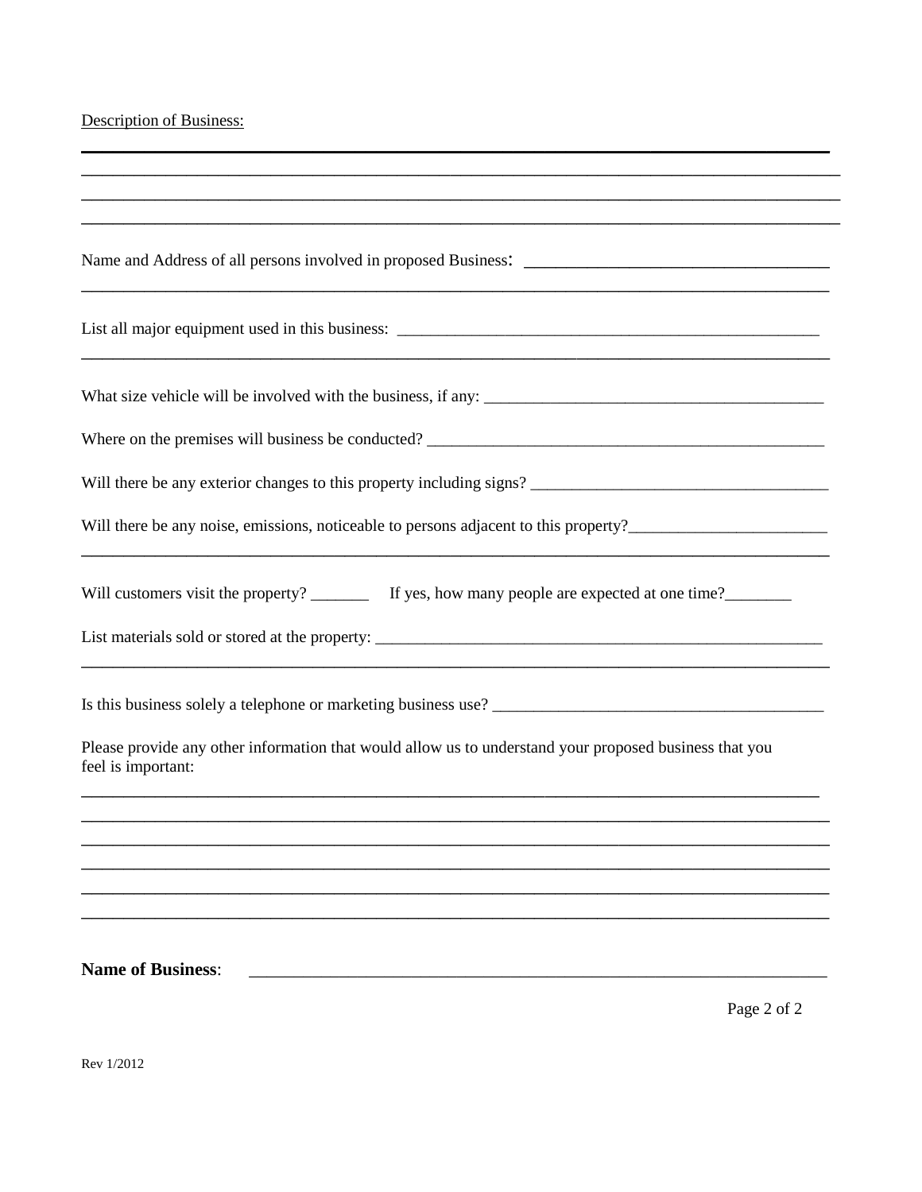Description of Business:

______________________________________________________________________________
______________________________________________________________________________
______________________________________________________________________________
______________________________________________________________________________

Name and Address of all persons involved in proposed Business: ______________________________
______________________________________________________________________________

List all major equipment used in this business: ______________________________________________
______________________________________________________________________________

What size vehicle will be involved with the business, if any: ______________________________________

Where on the premises will business be conducted? ____________________________________________

Will there be any exterior changes to this property including signs? ______________________________

Will there be any noise, emissions, noticeable to persons adjacent to this property?____________________
______________________________________________________________________________

Will customers visit the property? _______ If yes, how many people are expected at one time?________

List materials sold or stored at the property: _________________________________________________
______________________________________________________________________________

Is this business solely a telephone or marketing business use? ____________________________________

Please provide any other information that would allow us to understand your proposed business that you feel is important:

______________________________________________________________________________
______________________________________________________________________________
______________________________________________________________________________
______________________________________________________________________________
______________________________________________________________________________
______________________________________________________________________________

**Name of Business**: ______________________________________________________________

Rev 1/2012